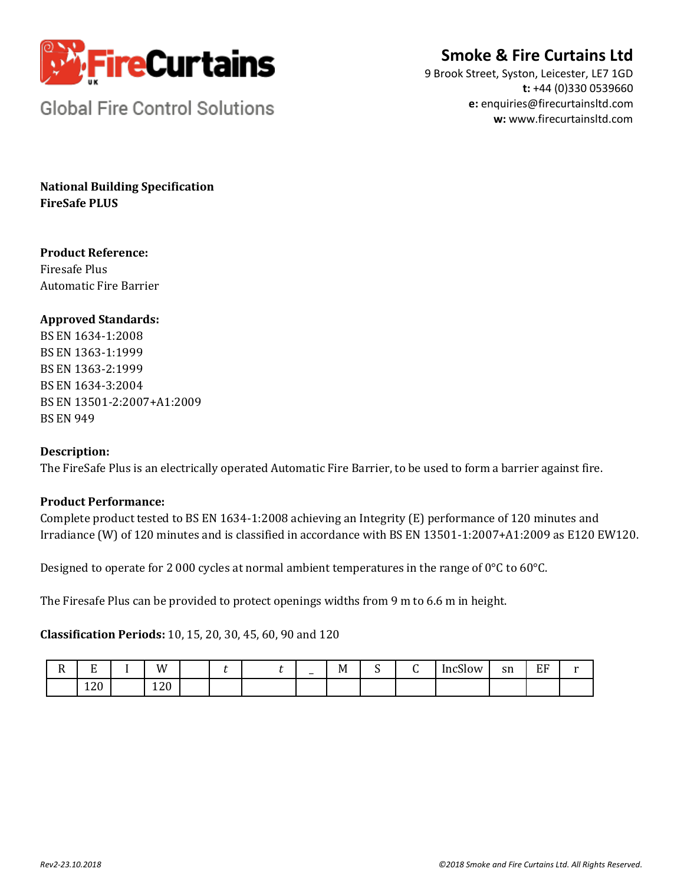**FireCurtains**

Global Fire Control Solutions

**Smoke & Fire Curtains Ltd**
9 Brook Street, Syston, Leicester, LE7 1GD
**t:** +44 (0)330 0539660
**e:** enquiries@firecurtainsltd.com
**w:** www.firecurtainsltd.com

**National Building Specification**
**FireSafe PLUS**

**Product Reference:**
Firesafe Plus
Automatic Fire Barrier

**Approved Standards:**
BS EN 1634-1:2008
BS EN 1363-1:1999
BS EN 1363-2:1999
BS EN 1634-3:2004
BS EN 13501-2:2007+A1:2009
BS EN 949

**Description:**
The FireSafe Plus is an electrically operated Automatic Fire Barrier, to be used to form a barrier against fire.

**Product Performance:**
Complete product tested to BS EN 1634-1:2008 achieving an Integrity (E) performance of 120 minutes and Irradiance (W) of 120 minutes and is classified in accordance with BS EN 13501-1:2007+A1:2009 as E120 EW120.

Designed to operate for 2 000 cycles at normal ambient temperatures in the range of 0°C to 60°C.

The Firesafe Plus can be provided to protect openings widths from 9 m to 6.6 m in height.

**Classification Periods:** 10, 15, 20, 30, 45, 60, 90 and 120

| R | E | I | W | | *t* | *t* | _ | M | S | C | IncSlow | sn | EF | r |
|---|---|---|---|---|---|---|---|---|---|---|---|---|---|---|
| | 120 | | 120 | | | | | | | | | | | |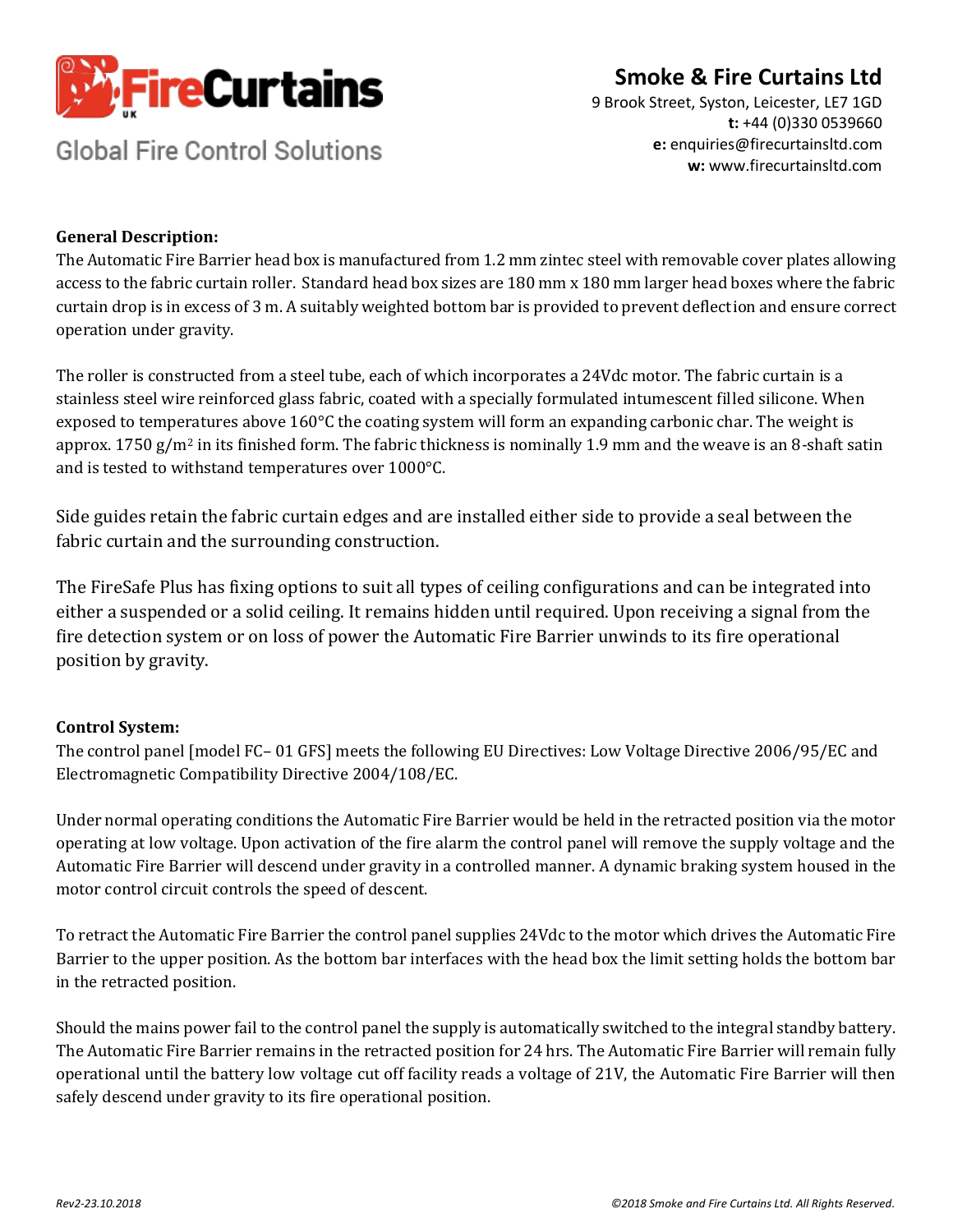**General Description:**

The Automatic Fire Barrier head box is manufactured from 1.2 mm zintec steel with removable cover plates allowing access to the fabric curtain roller. Standard head box sizes are 180 mm x 180 mm larger head boxes where the fabric curtain drop is in excess of 3 m. A suitably weighted bottom bar is provided to prevent deflection and ensure correct operation under gravity.

The roller is constructed from a steel tube, each of which incorporates a 24Vdc motor. The fabric curtain is a stainless steel wire reinforced glass fabric, coated with a specially formulated intumescent filled silicone. When exposed to temperatures above 160°C the coating system will form an expanding carbonic char. The weight is approx. 1750 g/m$^2$ in its finished form. The fabric thickness is nominally 1.9 mm and the weave is an 8-shaft satin and is tested to withstand temperatures over 1000°C.

Side guides retain the fabric curtain edges and are installed either side to provide a seal between the fabric curtain and the surrounding construction.

The FireSafe Plus has fixing options to suit all types of ceiling configurations and can be integrated into either a suspended or a solid ceiling. It remains hidden until required. Upon receiving a signal from the fire detection system or on loss of power the Automatic Fire Barrier unwinds to its fire operational position by gravity.

**Control System:**

The control panel [model FC– 01 GFS] meets the following EU Directives: Low Voltage Directive 2006/95/EC and Electromagnetic Compatibility Directive 2004/108/EC.

Under normal operating conditions the Automatic Fire Barrier would be held in the retracted position via the motor operating at low voltage. Upon activation of the fire alarm the control panel will remove the supply voltage and the Automatic Fire Barrier will descend under gravity in a controlled manner. A dynamic braking system housed in the motor control circuit controls the speed of descent.

To retract the Automatic Fire Barrier the control panel supplies 24Vdc to the motor which drives the Automatic Fire Barrier to the upper position. As the bottom bar interfaces with the head box the limit setting holds the bottom bar in the retracted position.

Should the mains power fail to the control panel the supply is automatically switched to the integral standby battery. The Automatic Fire Barrier remains in the retracted position for 24 hrs. The Automatic Fire Barrier will remain fully operational until the battery low voltage cut off facility reads a voltage of 21V, the Automatic Fire Barrier will then safely descend under gravity to its fire operational position.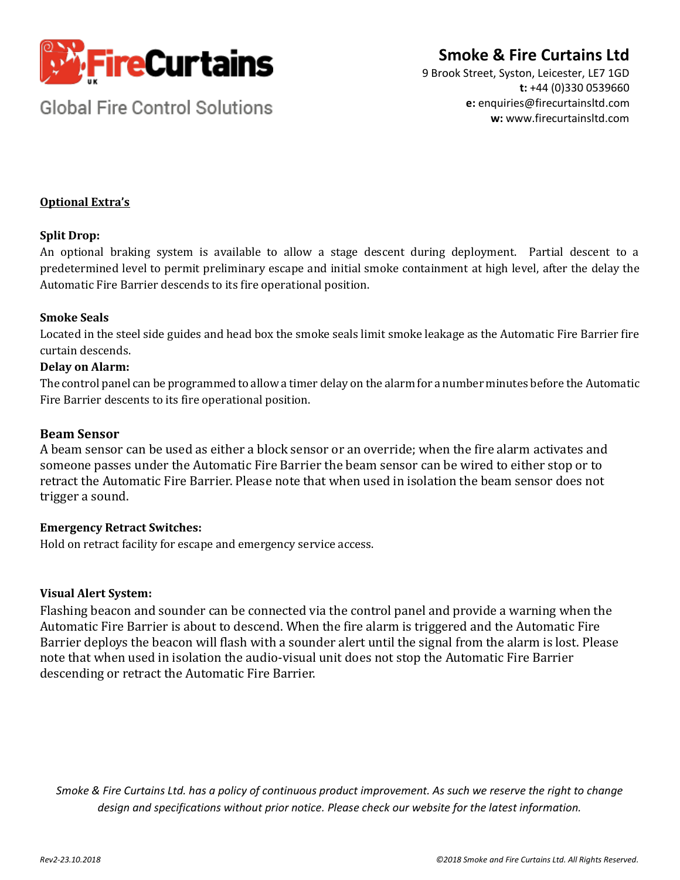**Optional Extra's**

**Split Drop:**

An optional braking system is available to allow a stage descent during deployment. Partial descent to a predetermined level to permit preliminary escape and initial smoke containment at high level, after the delay the Automatic Fire Barrier descends to its fire operational position.

**Smoke Seals**

Located in the steel side guides and head box the smoke seals limit smoke leakage as the Automatic Fire Barrier fire curtain descends.

**Delay on Alarm:**

The control panel can be programmed to allow a timer delay on the alarm for a number minutes before the Automatic Fire Barrier descents to its fire operational position.

**Beam Sensor**

A beam sensor can be used as either a block sensor or an override; when the fire alarm activates and someone passes under the Automatic Fire Barrier the beam sensor can be wired to either stop or to retract the Automatic Fire Barrier. Please note that when used in isolation the beam sensor does not trigger a sound.

**Emergency Retract Switches:**

Hold on retract facility for escape and emergency service access.

**Visual Alert System:**

Flashing beacon and sounder can be connected via the control panel and provide a warning when the Automatic Fire Barrier is about to descend. When the fire alarm is triggered and the Automatic Fire Barrier deploys the beacon will flash with a sounder alert until the signal from the alarm is lost. Please note that when used in isolation the audio-visual unit does not stop the Automatic Fire Barrier descending or retract the Automatic Fire Barrier.

*Smoke & Fire Curtains Ltd. has a policy of continuous product improvement. As such we reserve the right to change design and specifications without prior notice. Please check our website for the latest information.*